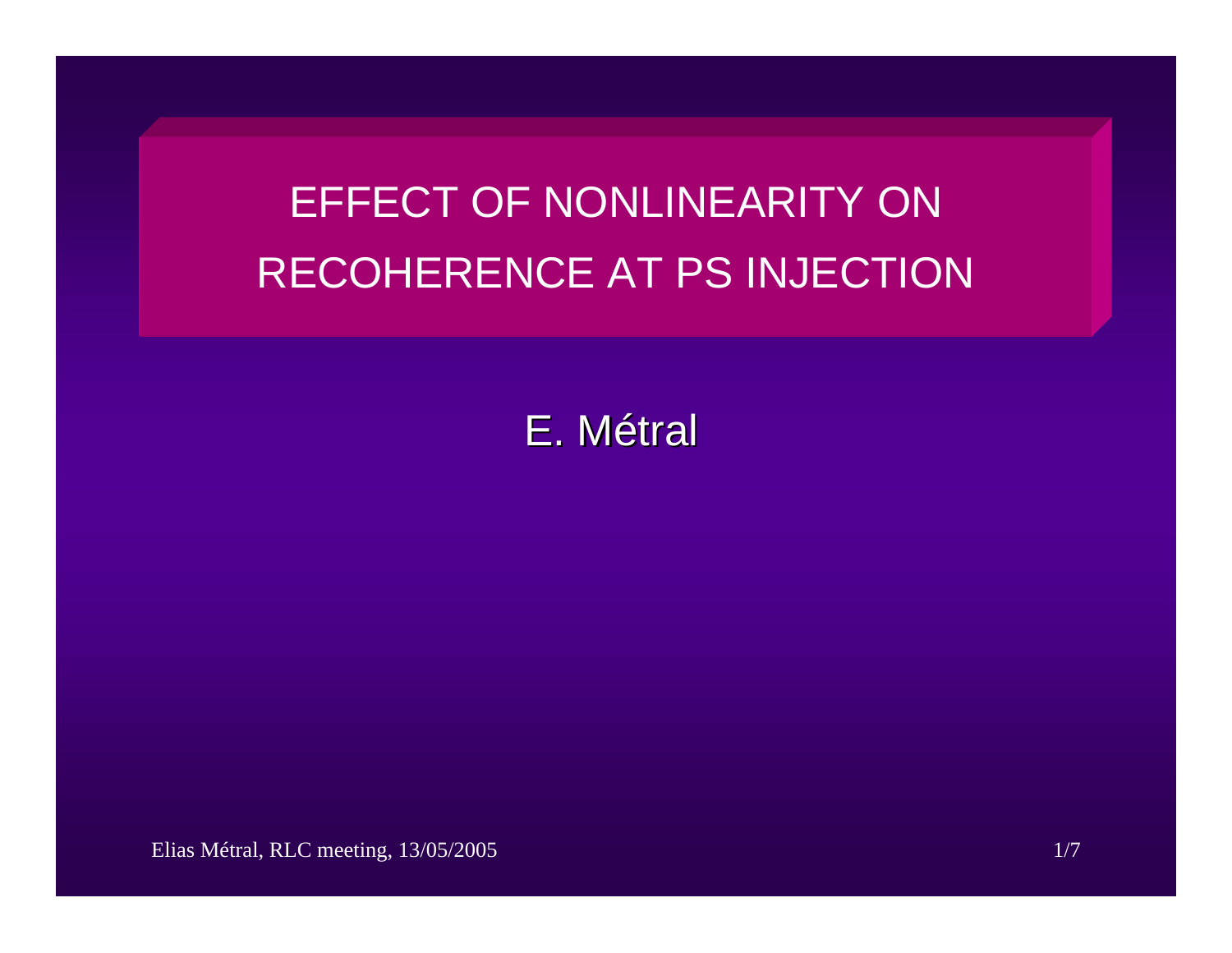# EFFECT OF NONLINEARITY ON RECOHERENCE AT PS INJECTION

E. Métral

Elias Métral, RLC meeting, 13/05/2005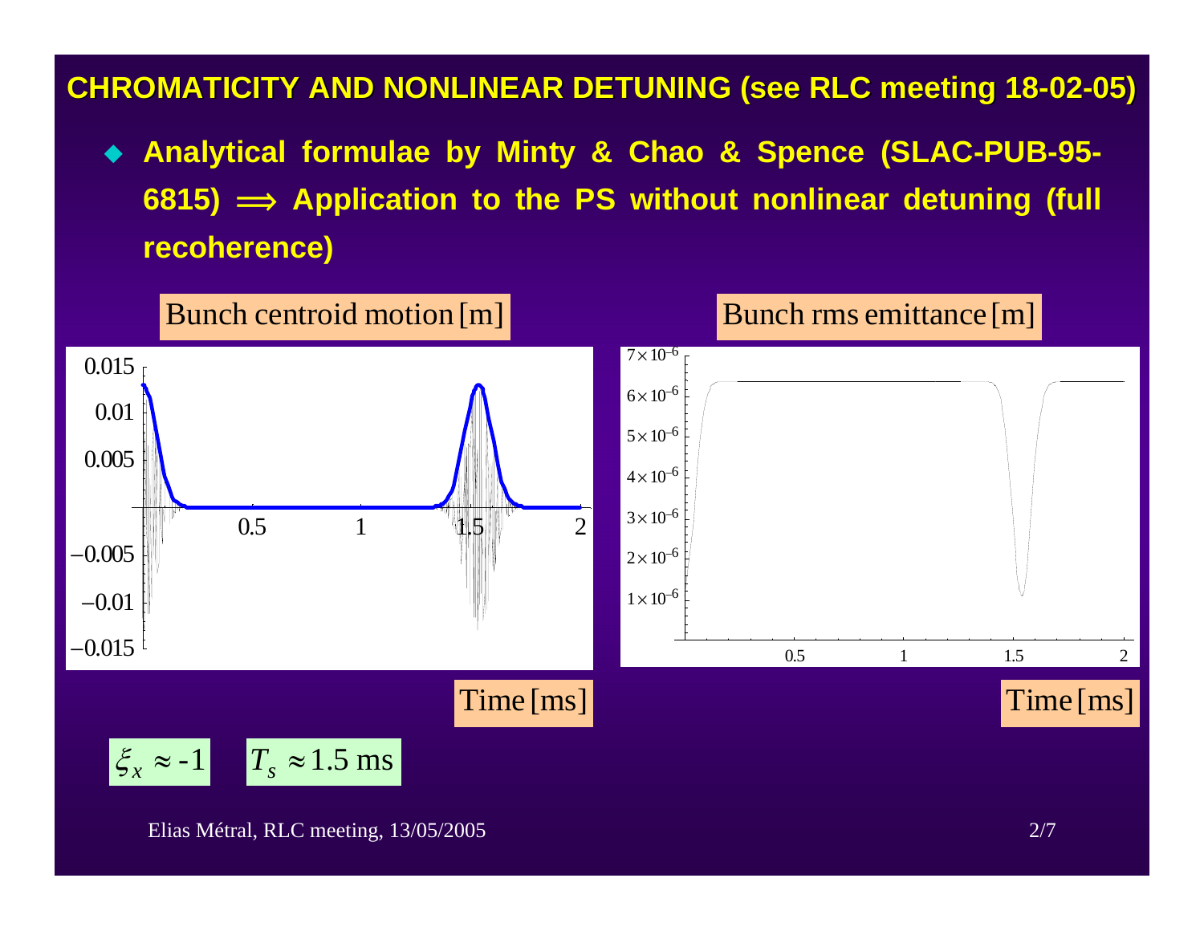# CHROMATICITY AND NONLINEAR DETUNING (see RLC meeting 18-02-05)

- **Analytical formulae by Minty & Chao & Spence (SLAC-PUB-95-6815) ⟹ Application to the PS without nonlinear detuning (full recoherence)**

Bunch centroid motion [m]

Time [ms]

Bunch rms emittance [m]

Time [ms]

$\xi_x \approx -1$ $T_s \approx 1.5$ ms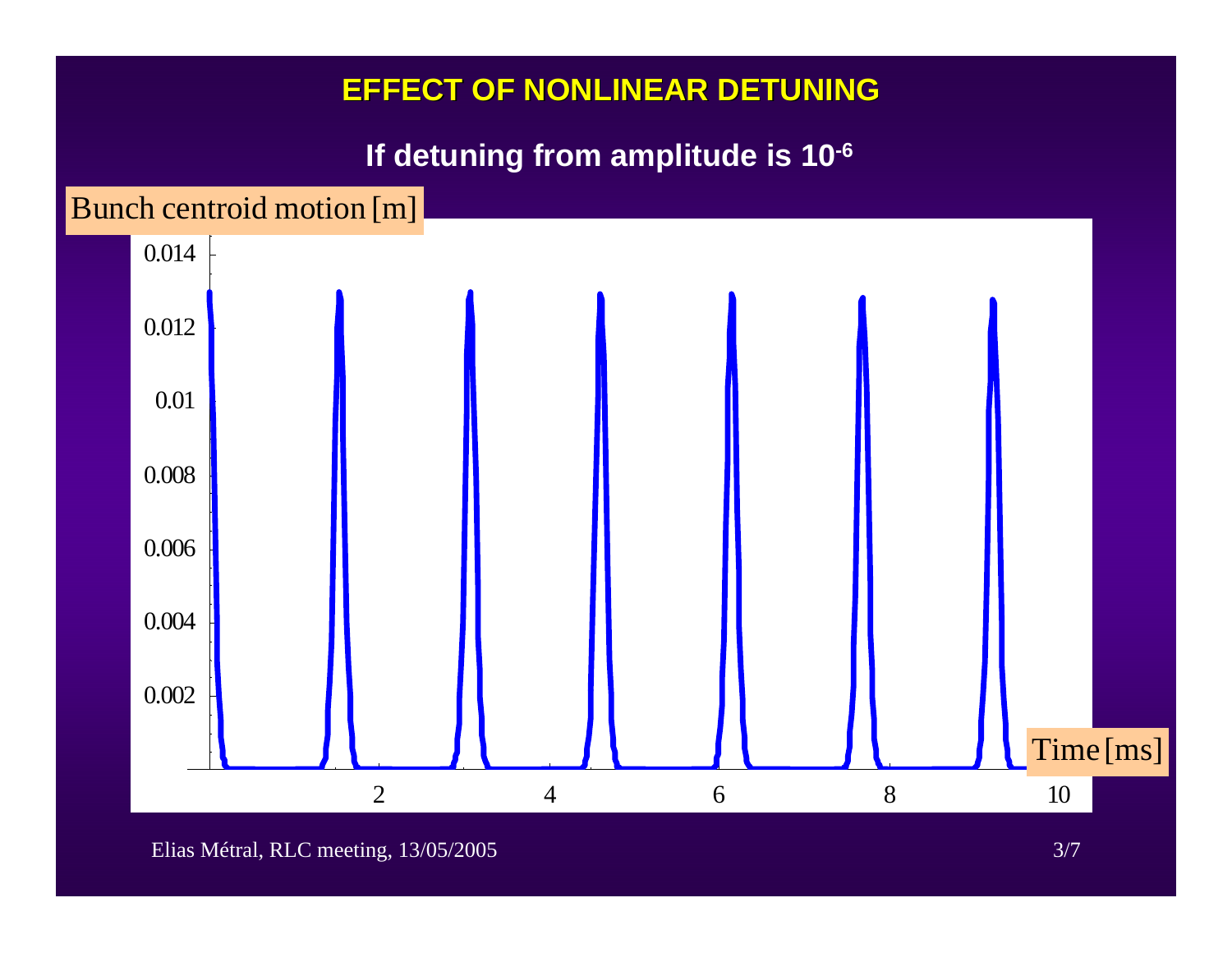# EFFECT OF NONLINEAR DETUNING

**If detuning from amplitude is $10^{-6}$**

Bunch centroid motion [m]

0.014
0.012
0.01
0.008
0.006
0.004
0.002

2 4 6 8 10

Time [ms]

Elias Métral, RLC meeting, 13/05/2005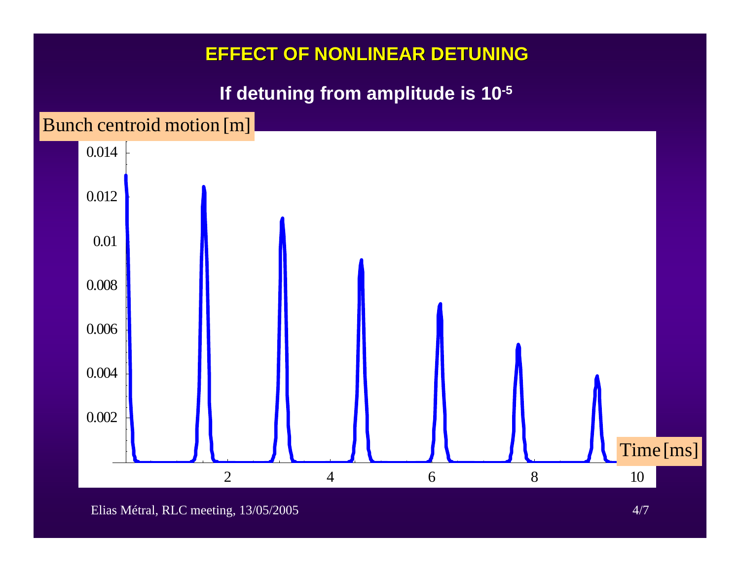# EFFECT OF NONLINEAR DETUNING

**If detuning from amplitude is $10^{-5}$**

Bunch centroid motion [m]

Time [ms]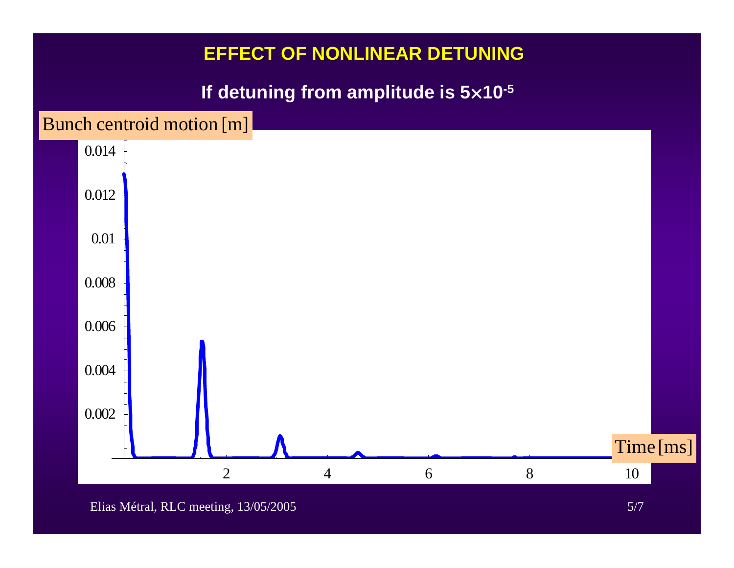# EFFECT OF NONLINEAR DETUNING

**If detuning from amplitude is $5 \times 10^{-5}$**

Bunch centroid motion [m]

Time [ms]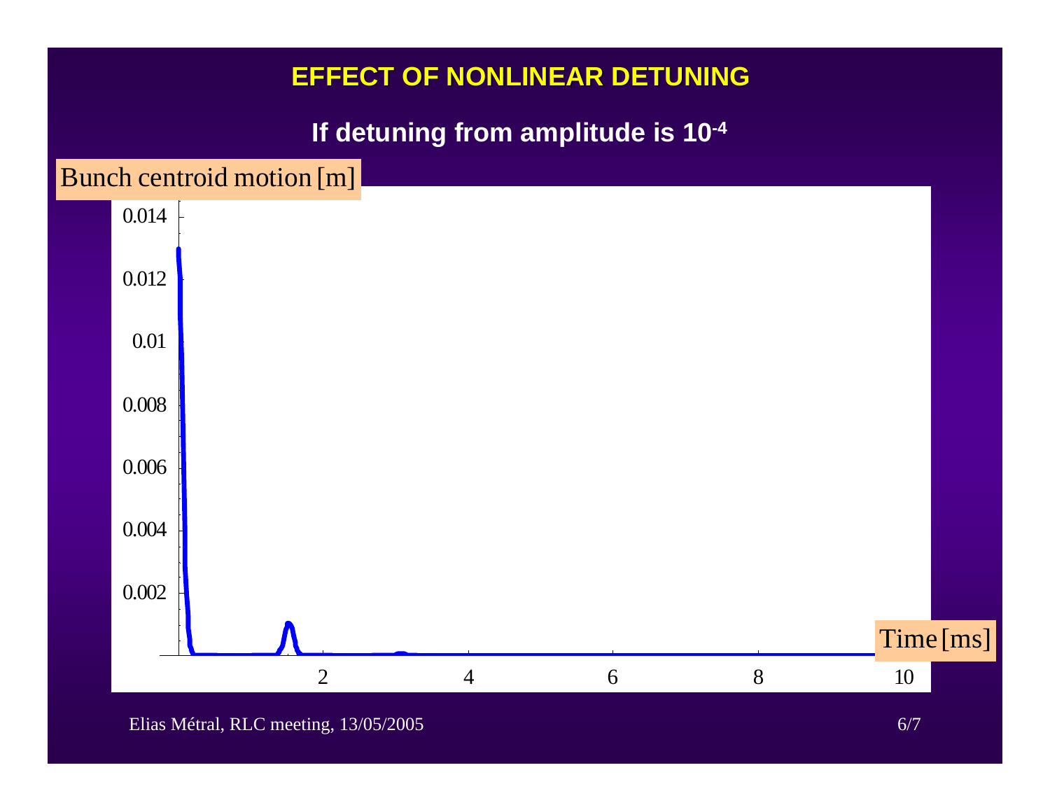# EFFECT OF NONLINEAR DETUNING

**If detuning from amplitude is $10^{-4}$**

Bunch centroid motion [m]

Time [ms]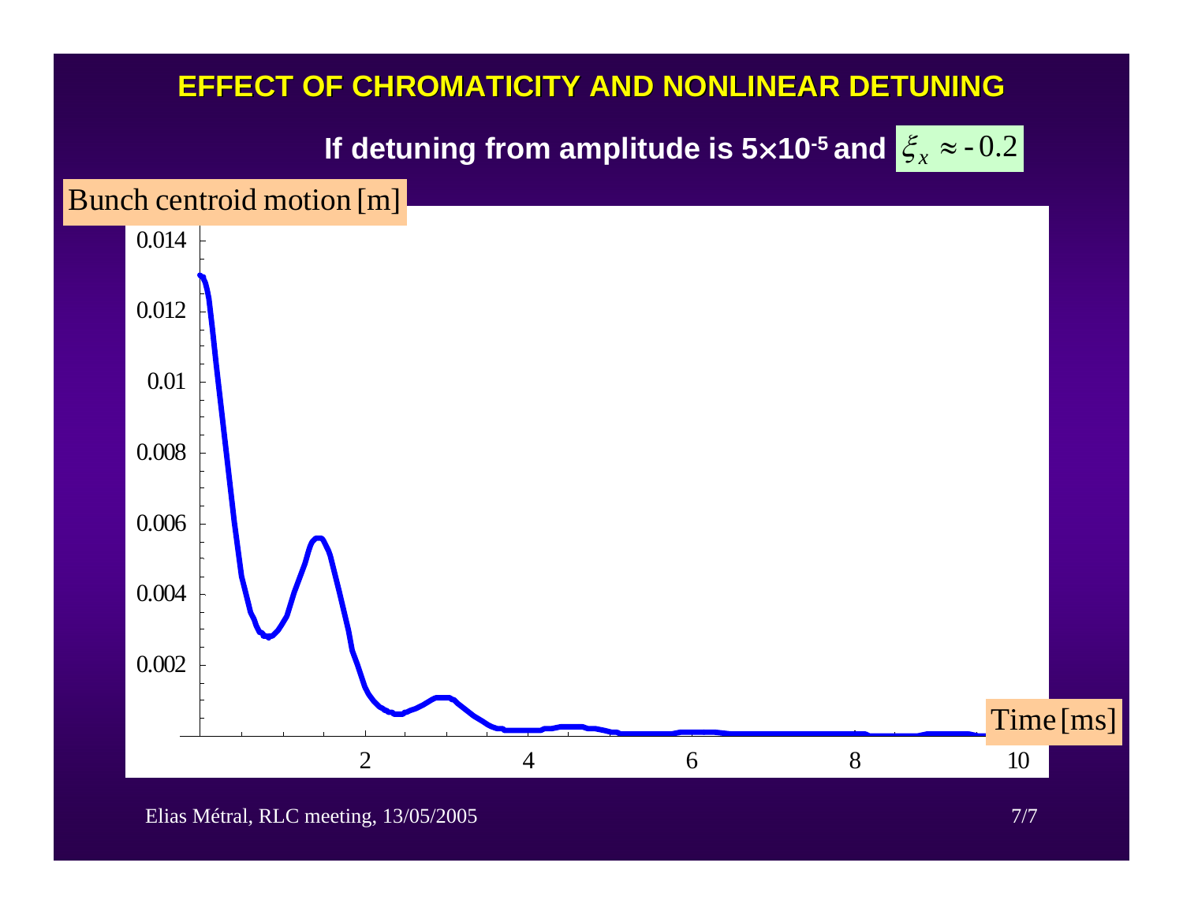# EFFECT OF CHROMATICITY AND NONLINEAR DETUNING

**If detuning from amplitude is 5×10$^{-5}$ and** $\xi_x \approx -0.2$

Bunch centroid motion [m]

0.014

0.012

0.01

0.008

0.006

0.004

0.002

2

4

6

8

10

Time [ms]